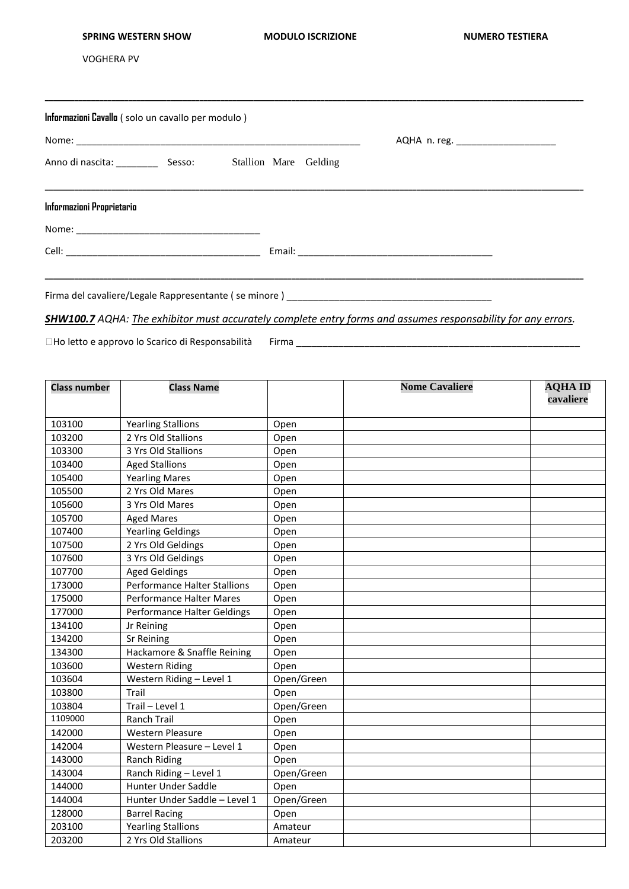**SPRING WESTERN SHOW** **MODULO ISCRIZIONE** **NUMERO TESTIERA**

VOGHERA PV

---

**Informazioni Cavallo** ( solo un cavallo per modulo )

Nome: _______________________________________________ AQHA n. reg. ___________________

Anno di nascita: ________ Sesso: Stallion Mare Gelding

---

**Informazioni Proprietario**

Nome: ___________________________________

Cell: ______________________________________ Email: _____________________________________

---

Firma del cavaliere/Legale Rappresentante ( se minore ) _______________________________________

***SHW100.7*** *AQHA: The exhibitor must accurately complete entry forms and assumes responsability for any errors.*

☐Ho letto e approvo lo Scarico di Responsabilità Firma _______________________________________________________

| Class number | Class Name | | Nome Cavaliere | AQHA ID cavaliere |
|---|---|---|---|---|
| 103100 | Yearling Stallions | Open | | |
| 103200 | 2 Yrs Old Stallions | Open | | |
| 103300 | 3 Yrs Old Stallions | Open | | |
| 103400 | Aged Stallions | Open | | |
| 105400 | Yearling Mares | Open | | |
| 105500 | 2 Yrs Old Mares | Open | | |
| 105600 | 3 Yrs Old Mares | Open | | |
| 105700 | Aged Mares | Open | | |
| 107400 | Yearling Geldings | Open | | |
| 107500 | 2 Yrs Old Geldings | Open | | |
| 107600 | 3 Yrs Old Geldings | Open | | |
| 107700 | Aged Geldings | Open | | |
| 173000 | Performance Halter Stallions | Open | | |
| 175000 | Performance Halter Mares | Open | | |
| 177000 | Performance Halter Geldings | Open | | |
| 134100 | Jr Reining | Open | | |
| 134200 | Sr Reining | Open | | |
| 134300 | Hackamore & Snaffle Reining | Open | | |
| 103600 | Western Riding | Open | | |
| 103604 | Western Riding – Level 1 | Open/Green | | |
| 103800 | Trail | Open | | |
| 103804 | Trail – Level 1 | Open/Green | | |
| 1109000 | Ranch Trail | Open | | |
| 142000 | Western Pleasure | Open | | |
| 142004 | Western Pleasure – Level 1 | Open | | |
| 143000 | Ranch Riding | Open | | |
| 143004 | Ranch Riding – Level 1 | Open/Green | | |
| 144000 | Hunter Under Saddle | Open | | |
| 144004 | Hunter Under Saddle – Level 1 | Open/Green | | |
| 128000 | Barrel Racing | Open | | |
| 203100 | Yearling Stallions | Amateur | | |
| 203200 | 2 Yrs Old Stallions | Amateur | | |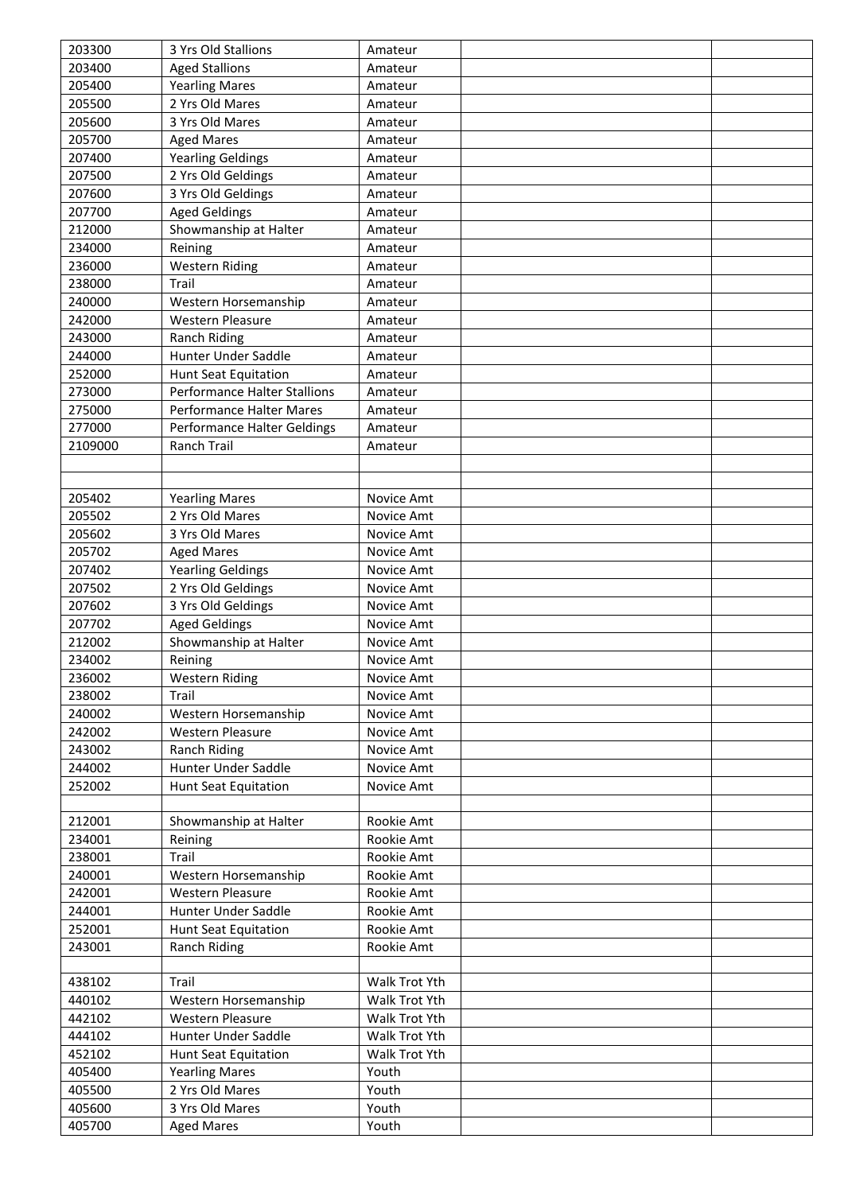| | | | | |
|---|---|---|---|---|
| 203300 | 3 Yrs Old Stallions | Amateur | | |
| 203400 | Aged Stallions | Amateur | | |
| 205400 | Yearling Mares | Amateur | | |
| 205500 | 2 Yrs Old Mares | Amateur | | |
| 205600 | 3 Yrs Old Mares | Amateur | | |
| 205700 | Aged Mares | Amateur | | |
| 207400 | Yearling Geldings | Amateur | | |
| 207500 | 2 Yrs Old Geldings | Amateur | | |
| 207600 | 3 Yrs Old Geldings | Amateur | | |
| 207700 | Aged Geldings | Amateur | | |
| 212000 | Showmanship at Halter | Amateur | | |
| 234000 | Reining | Amateur | | |
| 236000 | Western Riding | Amateur | | |
| 238000 | Trail | Amateur | | |
| 240000 | Western Horsemanship | Amateur | | |
| 242000 | Western Pleasure | Amateur | | |
| 243000 | Ranch Riding | Amateur | | |
| 244000 | Hunter Under Saddle | Amateur | | |
| 252000 | Hunt Seat Equitation | Amateur | | |
| 273000 | Performance Halter Stallions | Amateur | | |
| 275000 | Performance Halter Mares | Amateur | | |
| 277000 | Performance Halter Geldings | Amateur | | |
| 2109000 | Ranch Trail | Amateur | | |
| | | | | |
| | | | | |
| 205402 | Yearling Mares | Novice Amt | | |
| 205502 | 2 Yrs Old Mares | Novice Amt | | |
| 205602 | 3 Yrs Old Mares | Novice Amt | | |
| 205702 | Aged Mares | Novice Amt | | |
| 207402 | Yearling Geldings | Novice Amt | | |
| 207502 | 2 Yrs Old Geldings | Novice Amt | | |
| 207602 | 3 Yrs Old Geldings | Novice Amt | | |
| 207702 | Aged Geldings | Novice Amt | | |
| 212002 | Showmanship at Halter | Novice Amt | | |
| 234002 | Reining | Novice Amt | | |
| 236002 | Western Riding | Novice Amt | | |
| 238002 | Trail | Novice Amt | | |
| 240002 | Western Horsemanship | Novice Amt | | |
| 242002 | Western Pleasure | Novice Amt | | |
| 243002 | Ranch Riding | Novice Amt | | |
| 244002 | Hunter Under Saddle | Novice Amt | | |
| 252002 | Hunt Seat Equitation | Novice Amt | | |
| | | | | |
| 212001 | Showmanship at Halter | Rookie Amt | | |
| 234001 | Reining | Rookie Amt | | |
| 238001 | Trail | Rookie Amt | | |
| 240001 | Western Horsemanship | Rookie Amt | | |
| 242001 | Western Pleasure | Rookie Amt | | |
| 244001 | Hunter Under Saddle | Rookie Amt | | |
| 252001 | Hunt Seat Equitation | Rookie Amt | | |
| 243001 | Ranch Riding | Rookie Amt | | |
| | | | | |
| 438102 | Trail | Walk Trot Yth | | |
| 440102 | Western Horsemanship | Walk Trot Yth | | |
| 442102 | Western Pleasure | Walk Trot Yth | | |
| 444102 | Hunter Under Saddle | Walk Trot Yth | | |
| 452102 | Hunt Seat Equitation | Walk Trot Yth | | |
| 405400 | Yearling Mares | Youth | | |
| 405500 | 2 Yrs Old Mares | Youth | | |
| 405600 | 3 Yrs Old Mares | Youth | | |
| 405700 | Aged Mares | Youth | | |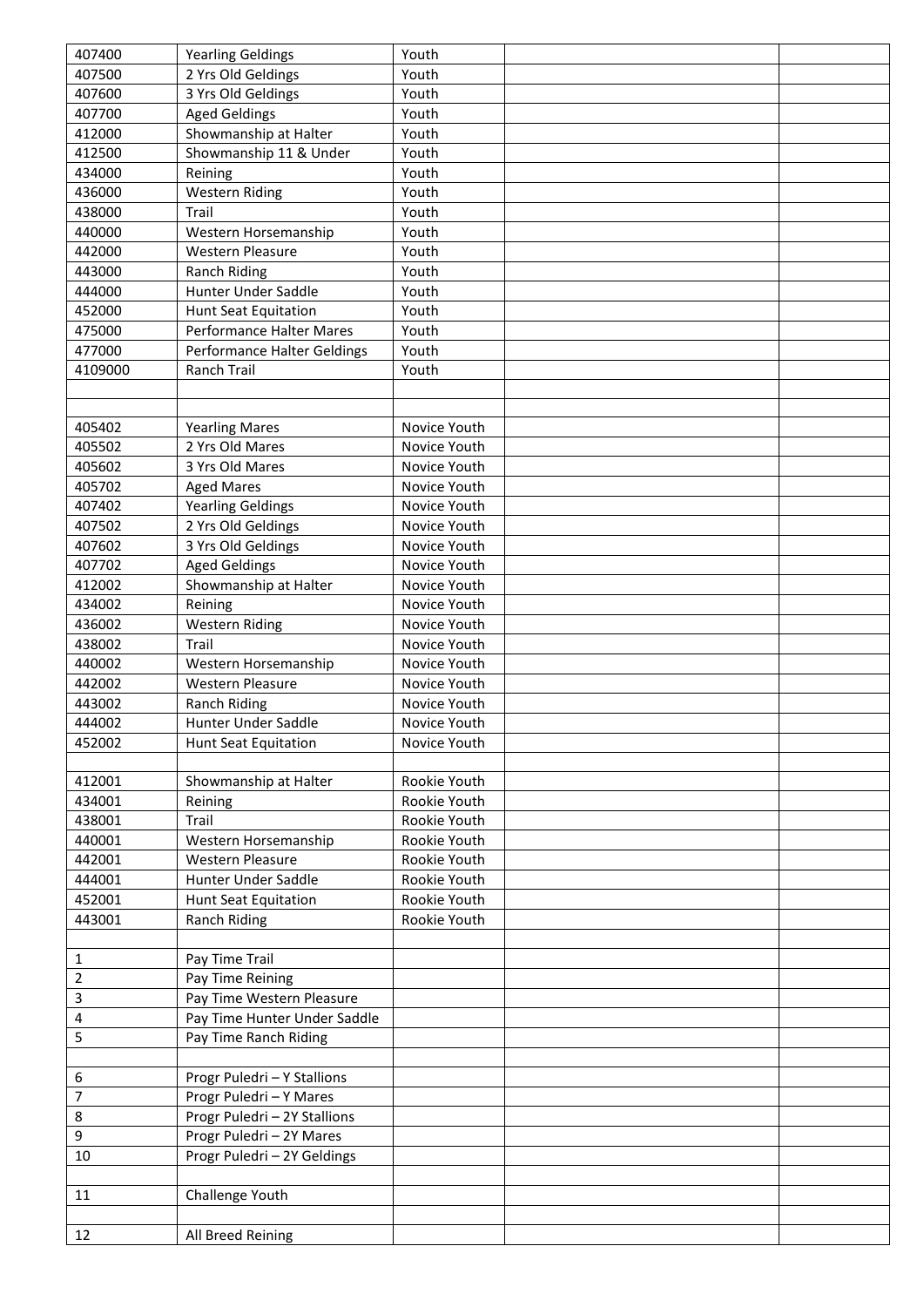| | | | | |
|---|---|---|---|---|
| 407400 | Yearling Geldings | Youth | | |
| 407500 | 2 Yrs Old Geldings | Youth | | |
| 407600 | 3 Yrs Old Geldings | Youth | | |
| 407700 | Aged Geldings | Youth | | |
| 412000 | Showmanship at Halter | Youth | | |
| 412500 | Showmanship 11 & Under | Youth | | |
| 434000 | Reining | Youth | | |
| 436000 | Western Riding | Youth | | |
| 438000 | Trail | Youth | | |
| 440000 | Western Horsemanship | Youth | | |
| 442000 | Western Pleasure | Youth | | |
| 443000 | Ranch Riding | Youth | | |
| 444000 | Hunter Under Saddle | Youth | | |
| 452000 | Hunt Seat Equitation | Youth | | |
| 475000 | Performance Halter Mares | Youth | | |
| 477000 | Performance Halter Geldings | Youth | | |
| 4109000 | Ranch Trail | Youth | | |
| | | | | |
| | | | | |
| 405402 | Yearling Mares | Novice Youth | | |
| 405502 | 2 Yrs Old Mares | Novice Youth | | |
| 405602 | 3 Yrs Old Mares | Novice Youth | | |
| 405702 | Aged Mares | Novice Youth | | |
| 407402 | Yearling Geldings | Novice Youth | | |
| 407502 | 2 Yrs Old Geldings | Novice Youth | | |
| 407602 | 3 Yrs Old Geldings | Novice Youth | | |
| 407702 | Aged Geldings | Novice Youth | | |
| 412002 | Showmanship at Halter | Novice Youth | | |
| 434002 | Reining | Novice Youth | | |
| 436002 | Western Riding | Novice Youth | | |
| 438002 | Trail | Novice Youth | | |
| 440002 | Western Horsemanship | Novice Youth | | |
| 442002 | Western Pleasure | Novice Youth | | |
| 443002 | Ranch Riding | Novice Youth | | |
| 444002 | Hunter Under Saddle | Novice Youth | | |
| 452002 | Hunt Seat Equitation | Novice Youth | | |
| | | | | |
| 412001 | Showmanship at Halter | Rookie Youth | | |
| 434001 | Reining | Rookie Youth | | |
| 438001 | Trail | Rookie Youth | | |
| 440001 | Western Horsemanship | Rookie Youth | | |
| 442001 | Western Pleasure | Rookie Youth | | |
| 444001 | Hunter Under Saddle | Rookie Youth | | |
| 452001 | Hunt Seat Equitation | Rookie Youth | | |
| 443001 | Ranch Riding | Rookie Youth | | |
| | | | | |
| 1 | Pay Time Trail | | | |
| 2 | Pay Time Reining | | | |
| 3 | Pay Time Western Pleasure | | | |
| 4 | Pay Time Hunter Under Saddle | | | |
| 5 | Pay Time Ranch Riding | | | |
| | | | | |
| 6 | Progr Puledri – Y Stallions | | | |
| 7 | Progr Puledri – Y Mares | | | |
| 8 | Progr Puledri – 2Y Stallions | | | |
| 9 | Progr Puledri – 2Y Mares | | | |
| 10 | Progr Puledri – 2Y Geldings | | | |
| | | | | |
| 11 | Challenge Youth | | | |
| | | | | |
| 12 | All Breed Reining | | | |